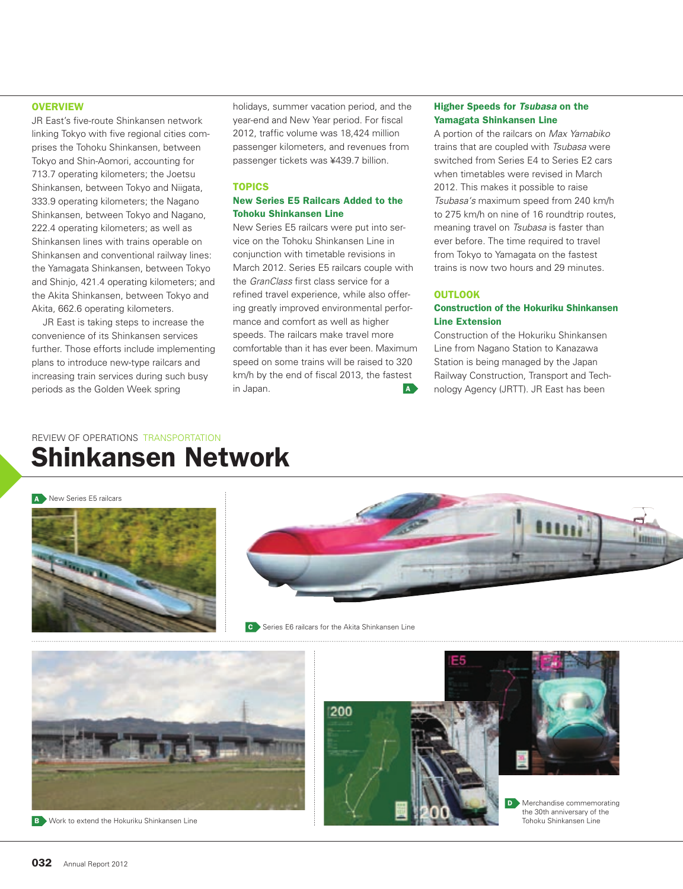REVIEW OF OPERATIONS TRANSPORTATION

# Shinkansen Network

## OVERVIEW

JR East's five-route Shinkansen network linking Tokyo with five regional cities comprises the Tohoku Shinkansen, between Tokyo and Shin-Aomori, accounting for 713.7 operating kilometers; the Joetsu Shinkansen, between Tokyo and Niigata, 333.9 operating kilometers; the Nagano Shinkansen, between Tokyo and Nagano, 222.4 operating kilometers; as well as Shinkansen lines with trains operable on Shinkansen and conventional railway lines: the Yamagata Shinkansen, between Tokyo and Shinjo, 421.4 operating kilometers; and the Akita Shinkansen, between Tokyo and Akita, 662.6 operating kilometers.

JR East is taking steps to increase the convenience of its Shinkansen services further. Those efforts include implementing plans to introduce new-type railcars and increasing train services during such busy periods as the Golden Week spring holidays, summer vacation period, and the year-end and New Year period. For fiscal 2012, traffic volume was 18,424 million passenger kilometers, and revenues from passenger tickets was ¥439.7 billion.

## TOPICS

### New Series E5 Railcars Added to the Tohoku Shinkansen Line

New Series E5 railcars were put into service on the Tohoku Shinkansen Line in conjunction with timetable revisions in March 2012. Series E5 railcars couple with the *GranClass* first class service for a refined travel experience, while also offering greatly improved environmental performance and comfort as well as higher speeds. The railcars make travel more comfortable than it has ever been. Maximum speed on some trains will be raised to 320 km/h by the end of fiscal 2013, the fastest in Japan. A

### Higher Speeds for *Tsubasa* on the Yamagata Shinkansen Line

A portion of the railcars on *Max Yamabiko* trains that are coupled with *Tsubasa* were switched from Series E4 to Series E2 cars when timetables were revised in March 2012. This makes it possible to raise *Tsubasa's* maximum speed from 240 km/h to 275 km/h on nine of 16 roundtrip routes, meaning travel on *Tsubasa* is faster than ever before. The time required to travel from Tokyo to Yamagata on the fastest trains is now two hours and 29 minutes.

## OUTLOOK

### Construction of the Hokuriku Shinkansen Line Extension

Construction of the Hokuriku Shinkansen Line from Nagano Station to Kanazawa Station is being managed by the Japan Railway Construction, Transport and Technology Agency (JRTT). JR East has been

A New Series E5 railcars

C Series E6 railcars for the Akita Shinkansen Line

B Work to extend the Hokuriku Shinkansen Line

D Merchandise commemorating the 30th anniversary of the Tohoku Shinkansen Line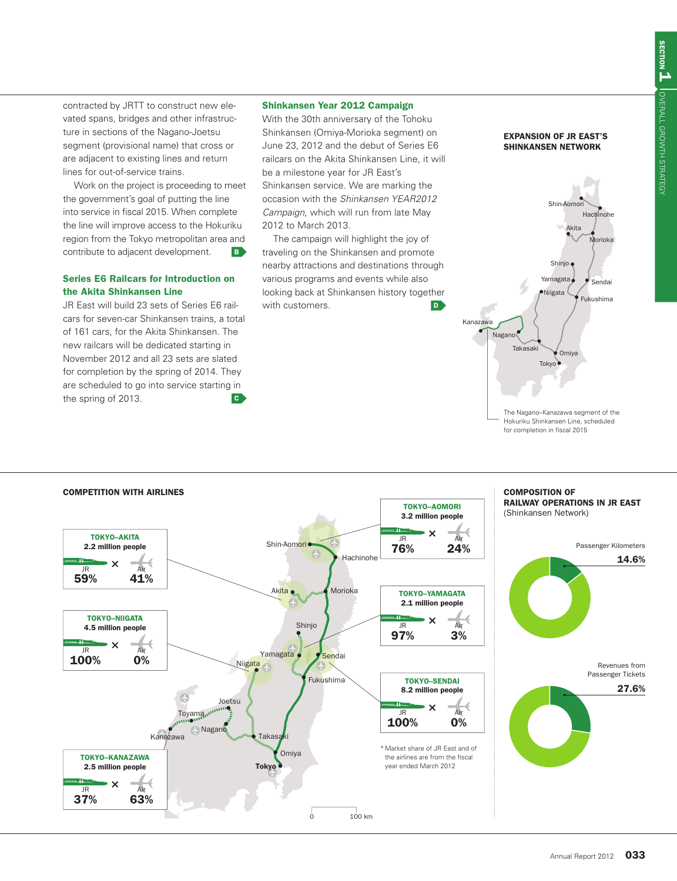contracted by JRTT to construct new elevated spans, bridges and other infrastructure in sections of the Nagano-Joetsu segment (provisional name) that cross or are adjacent to existing lines and return lines for out-of-service trains.

Work on the project is proceeding to meet the government's goal of putting the line into service in fiscal 2015. When complete the line will improve access to the Hokuriku region from the Tokyo metropolitan area and contribute to adjacent development. B

### Series E6 Railcars for Introduction on the Akita Shinkansen Line

JR East will build 23 sets of Series E6 railcars for seven-car Shinkansen trains, a total of 161 cars, for the Akita Shinkansen. The new railcars will be dedicated starting in November 2012 and all 23 sets are slated for completion by the spring of 2014. They are scheduled to go into service starting in the spring of 2013. C

### Shinkansen Year 2012 Campaign

With the 30th anniversary of the Tohoku Shinkansen (Omiya-Morioka segment) on June 23, 2012 and the debut of Series E6 railcars on the Akita Shinkansen Line, it will be a milestone year for JR East's Shinkansen service. We are marking the occasion with the *Shinkansen YEAR2012 Campaign*, which will run from late May 2012 to March 2013.

The campaign will highlight the joy of traveling on the Shinkansen and promote nearby attractions and destinations through various programs and events while also looking back at Shinkansen history together with customers. D

**EXPANSION OF JR EAST'S SHINKANSEN NETWORK**

Shin-Aomori, Hachinohe, Akita, Morioka, Shinjo, Yamagata, Sendai, Niigata, Fukushima, Kanazawa, Nagano, Takasaki, Omiya, Tokyo

The Nagano–Kanazawa segment of the Hokuriku Shinkansen Line, scheduled for completion in fiscal 2015

**COMPETITION WITH AIRLINES**

| Route | People | JR | Air |
|---|---|---|---|
| TOKYO–AKITA | 2.2 million people | 59% | 41% |
| TOKYO–NIIGATA | 4.5 million people | 100% | 0% |
| TOKYO–KANAZAWA | 2.5 million people | 37% | 63% |
| TOKYO–AOMORI | 3.2 million people | 76% | 24% |
| TOKYO–YAMAGATA | 2.1 million people | 97% | 3% |
| TOKYO–SENDAI | 8.2 million people | 100% | 0% |

\* Market share of JR East and of the airlines are from the fiscal year ended March 2012

**COMPOSITION OF RAILWAY OPERATIONS IN JR EAST** (Shinkansen Network)

Passenger Kilometers: 14.6%

Revenues from Passenger Tickets: 27.6%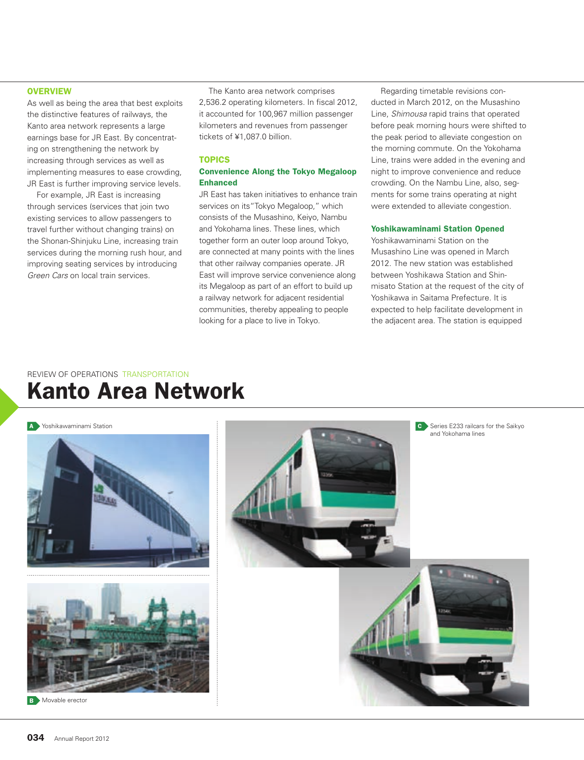## REVIEW OF OPERATIONS TRANSPORTATION

# Kanto Area Network

### OVERVIEW

As well as being the area that best exploits the distinctive features of railways, the Kanto area network represents a large earnings base for JR East. By concentrating on strengthening the network by increasing through services as well as implementing measures to ease crowding, JR East is further improving service levels.

For example, JR East is increasing through services (services that join two existing services to allow passengers to travel further without changing trains) on the Shonan-Shinjuku Line, increasing train services during the morning rush hour, and improving seating services by introducing *Green Cars* on local train services.

The Kanto area network comprises 2,536.2 operating kilometers. In fiscal 2012, it accounted for 100,967 million passenger kilometers and revenues from passenger tickets of ¥1,087.0 billion.

### TOPICS

#### Convenience Along the Tokyo Megaloop Enhanced

JR East has taken initiatives to enhance train services on its"Tokyo Megaloop," which consists of the Musashino, Keiyo, Nambu and Yokohama lines. These lines, which together form an outer loop around Tokyo, are connected at many points with the lines that other railway companies operate. JR East will improve service convenience along its Megaloop as part of an effort to build up a railway network for adjacent residential communities, thereby appealing to people looking for a place to live in Tokyo.

Regarding timetable revisions conducted in March 2012, on the Musashino Line, *Shimousa* rapid trains that operated before peak morning hours were shifted to the peak period to alleviate congestion on the morning commute. On the Yokohama Line, trains were added in the evening and night to improve convenience and reduce crowding. On the Nambu Line, also, segments for some trains operating at night were extended to alleviate congestion.

#### Yoshikawaminami Station Opened

Yoshikawaminami Station on the Musashino Line was opened in March 2012. The new station was established between Yoshikawa Station and Shin-misato Station at the request of the city of Yoshikawa in Saitama Prefecture. It is expected to help facilitate development in the adjacent area. The station is equipped

A Yoshikawaminami Station

B Movable erector

C Series E233 railcars for the Saikyo and Yokohama lines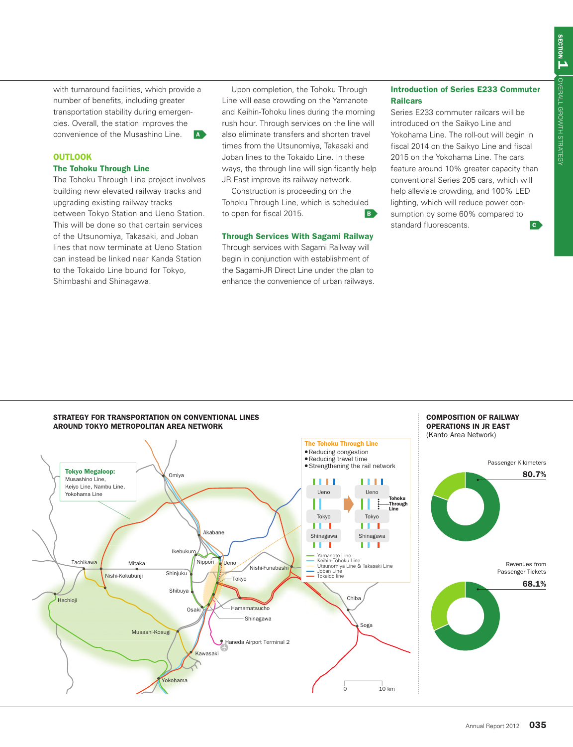with turnaround facilities, which provide a number of benefits, including greater transportation stability during emergencies. Overall, the station improves the convenience of the Musashino Line. A

## OUTLOOK

### The Tohoku Through Line

The Tohoku Through Line project involves building new elevated railway tracks and upgrading existing railway tracks between Tokyo Station and Ueno Station. This will be done so that certain services of the Utsunomiya, Takasaki, and Joban lines that now terminate at Ueno Station can instead be linked near Kanda Station to the Tokaido Line bound for Tokyo, Shimbashi and Shinagawa.

Upon completion, the Tohoku Through Line will ease crowding on the Yamanote and Keihin-Tohoku lines during the morning rush hour. Through services on the line will also eliminate transfers and shorten travel times from the Utsunomiya, Takasaki and Joban lines to the Tokaido Line. In these ways, the through line will significantly help JR East improve its railway network.

Construction is proceeding on the Tohoku Through Line, which is scheduled to open for fiscal 2015. B

### Through Services With Sagami Railway

Through services with Sagami Railway will begin in conjunction with establishment of the Sagami-JR Direct Line under the plan to enhance the convenience of urban railways.

### Introduction of Series E233 Commuter Railcars

Series E233 commuter railcars will be introduced on the Saikyo Line and Yokohama Line. The roll-out will begin in fiscal 2014 on the Saikyo Line and fiscal 2015 on the Yokohama Line. The cars feature around 10% greater capacity than conventional Series 205 cars, which will help alleviate crowding, and 100% LED lighting, which will reduce power consumption by some 60% compared to standard fluorescents. C

**STRATEGY FOR TRANSPORTATION ON CONVENTIONAL LINES AROUND TOKYO METROPOLITAN AREA NETWORK**

**Tokyo Megaloop:** Musashino Line, Keiyo Line, Nambu Line, Yokohama Line

**The Tohoku Through Line**
- Reducing congestion
- Reducing travel time
- Strengthening the rail network

Ueno / Tokyo / Shinagawa → Ueno / Tokyo / Shinagawa (Tohoku Through Line)

Yamanote Line; Keihin-Tohoku Line; Utsunomiya Line & Takasaki Line; Joban Line; Tokaido line

Omiya, Akabane, Ikebukuro, Nippori, Ueno, Nishi-Funabashi, Tachikawa, Mitaka, Nishi-Kokubunji, Shinjuku, Tokyo, Shibuya, Hachioji, Osaki, Hamamatsucho, Shinagawa, Chiba, Soga, Musashi-Kosugi, Haneda Airport Terminal 2, Kawasaki, Yokohama

0 — 10 km

**COMPOSITION OF RAILWAY OPERATIONS IN JR EAST**
(Kanto Area Network)

Passenger Kilometers **80.7%**

Revenues from Passenger Tickets **68.1%**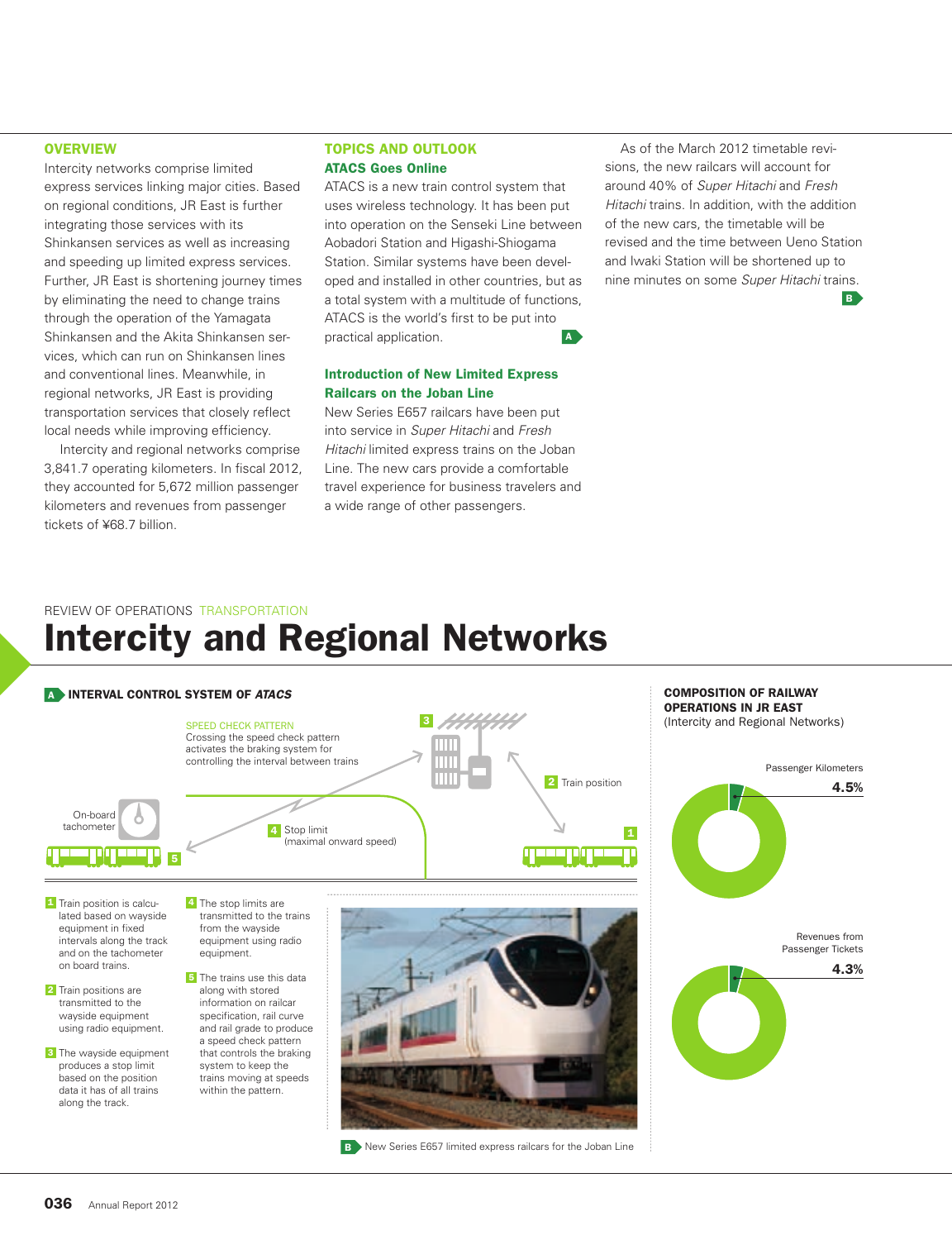REVIEW OF OPERATIONS TRANSPORTATION

# Intercity and Regional Networks

## OVERVIEW

Intercity networks comprise limited express services linking major cities. Based on regional conditions, JR East is further integrating those services with its Shinkansen services as well as increasing and speeding up limited express services. Further, JR East is shortening journey times by eliminating the need to change trains through the operation of the Yamagata Shinkansen and the Akita Shinkansen services, which can run on Shinkansen lines and conventional lines. Meanwhile, in regional networks, JR East is providing transportation services that closely reflect local needs while improving efficiency.

Intercity and regional networks comprise 3,841.7 operating kilometers. In fiscal 2012, they accounted for 5,672 million passenger kilometers and revenues from passenger tickets of ¥68.7 billion.

## TOPICS AND OUTLOOK

### ATACS Goes Online

ATACS is a new train control system that uses wireless technology. It has been put into operation on the Senseki Line between Aobadori Station and Higashi-Shiogama Station. Similar systems have been developed and installed in other countries, but as a total system with a multitude of functions, ATACS is the world's first to be put into practical application. A

### Introduction of New Limited Express Railcars on the Joban Line

New Series E657 railcars have been put into service in *Super Hitachi* and *Fresh Hitachi* limited express trains on the Joban Line. The new cars provide a comfortable travel experience for business travelers and a wide range of other passengers.

As of the March 2012 timetable revisions, the new railcars will account for around 40% of *Super Hitachi* and *Fresh Hitachi* trains. In addition, with the addition of the new cars, the timetable will be revised and the time between Ueno Station and Iwaki Station will be shortened up to nine minutes on some *Super Hitachi* trains. B

**A INTERVAL CONTROL SYSTEM OF *ATACS***

SPEED CHECK PATTERN
Crossing the speed check pattern activates the braking system for controlling the interval between trains

On-board tachometer

1 Train position is calculated based on wayside equipment in fixed intervals along the track and on the tachometer on board trains.

2 Train positions are transmitted to the wayside equipment using radio equipment.

3 The wayside equipment produces a stop limit based on the position data it has of all trains along the track.

4 The stop limits are transmitted to the trains from the wayside equipment using radio equipment.

5 The trains use this data along with stored information on railcar specification, rail curve and rail grade to produce a speed check pattern that controls the braking system to keep the trains moving at speeds within the pattern.

B New Series E657 limited express railcars for the Joban Line

**COMPOSITION OF RAILWAY OPERATIONS IN JR EAST**
(Intercity and Regional Networks)

Passenger Kilometers
4.5%

Revenues from Passenger Tickets
4.3%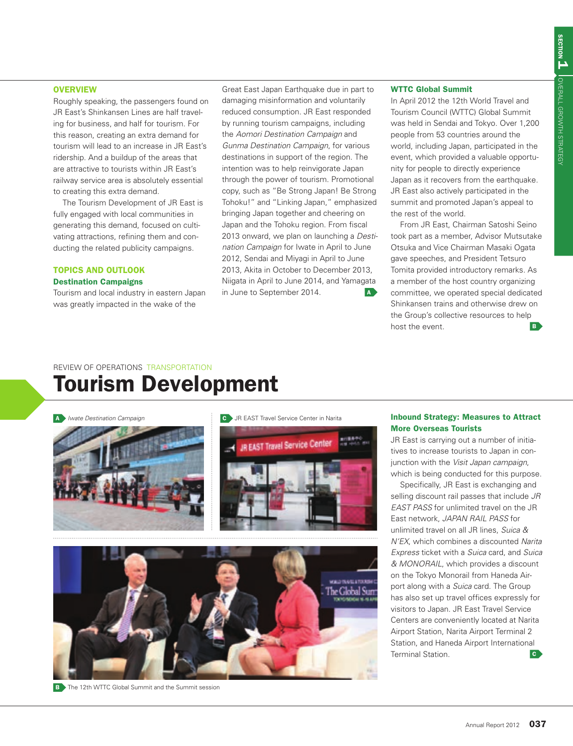## OVERVIEW

Roughly speaking, the passengers found on JR East's Shinkansen Lines are half traveling for business, and half for tourism. For this reason, creating an extra demand for tourism will lead to an increase in JR East's ridership. And a buildup of the areas that are attractive to tourists within JR East's railway service area is absolutely essential to creating this extra demand.

The Tourism Development of JR East is fully engaged with local communities in generating this demand, focused on cultivating attractions, refining them and conducting the related publicity campaigns.

## TOPICS AND OUTLOOK

### Destination Campaigns

Tourism and local industry in eastern Japan was greatly impacted in the wake of the Great East Japan Earthquake due in part to damaging misinformation and voluntarily reduced consumption. JR East responded by running tourism campaigns, including the *Aomori Destination Campaign* and *Gunma Destination Campaign*, for various destinations in support of the region. The intention was to help reinvigorate Japan through the power of tourism. Promotional copy, such as "Be Strong Japan! Be Strong Tohoku!" and "Linking Japan," emphasized bringing Japan together and cheering on Japan and the Tohoku region. From fiscal 2013 onward, we plan on launching a *Destination Campaign* for Iwate in April to June 2012, Sendai and Miyagi in April to June 2013, Akita in October to December 2013, Niigata in April to June 2014, and Yamagata in June to September 2014. A

### WTTC Global Summit

In April 2012 the 12th World Travel and Tourism Council (WTTC) Global Summit was held in Sendai and Tokyo. Over 1,200 people from 53 countries around the world, including Japan, participated in the event, which provided a valuable opportunity for people to directly experience Japan as it recovers from the earthquake. JR East also actively participated in the summit and promoted Japan's appeal to the rest of the world.

From JR East, Chairman Satoshi Seino took part as a member, Advisor Mutsutake Otsuka and Vice Chairman Masaki Ogata gave speeches, and President Tetsuro Tomita provided introductory remarks. As a member of the host country organizing committee, we operated special dedicated Shinkansen trains and otherwise drew on the Group's collective resources to help host the event. B

REVIEW OF OPERATIONS TRANSPORTATION

# Tourism Development

A Iwate Destination Campaign

C JR EAST Travel Service Center in Narita

B The 12th WTTC Global Summit and the Summit session

### Inbound Strategy: Measures to Attract More Overseas Tourists

JR East is carrying out a number of initiatives to increase tourists to Japan in conjunction with the *Visit Japan campaign*, which is being conducted for this purpose.

Specifically, JR East is exchanging and selling discount rail passes that include *JR EAST PASS* for unlimited travel on the JR East network, *JAPAN RAIL PASS* for unlimited travel on all JR lines, *Suica & N'EX*, which combines a discounted *Narita Express* ticket with a *Suica* card, and *Suica & MONORAIL*, which provides a discount on the Tokyo Monorail from Haneda Airport along with a *Suica* card. The Group has also set up travel offices expressly for visitors to Japan. JR East Travel Service Centers are conveniently located at Narita Airport Station, Narita Airport Terminal 2 Station, and Haneda Airport International Terminal Station. C